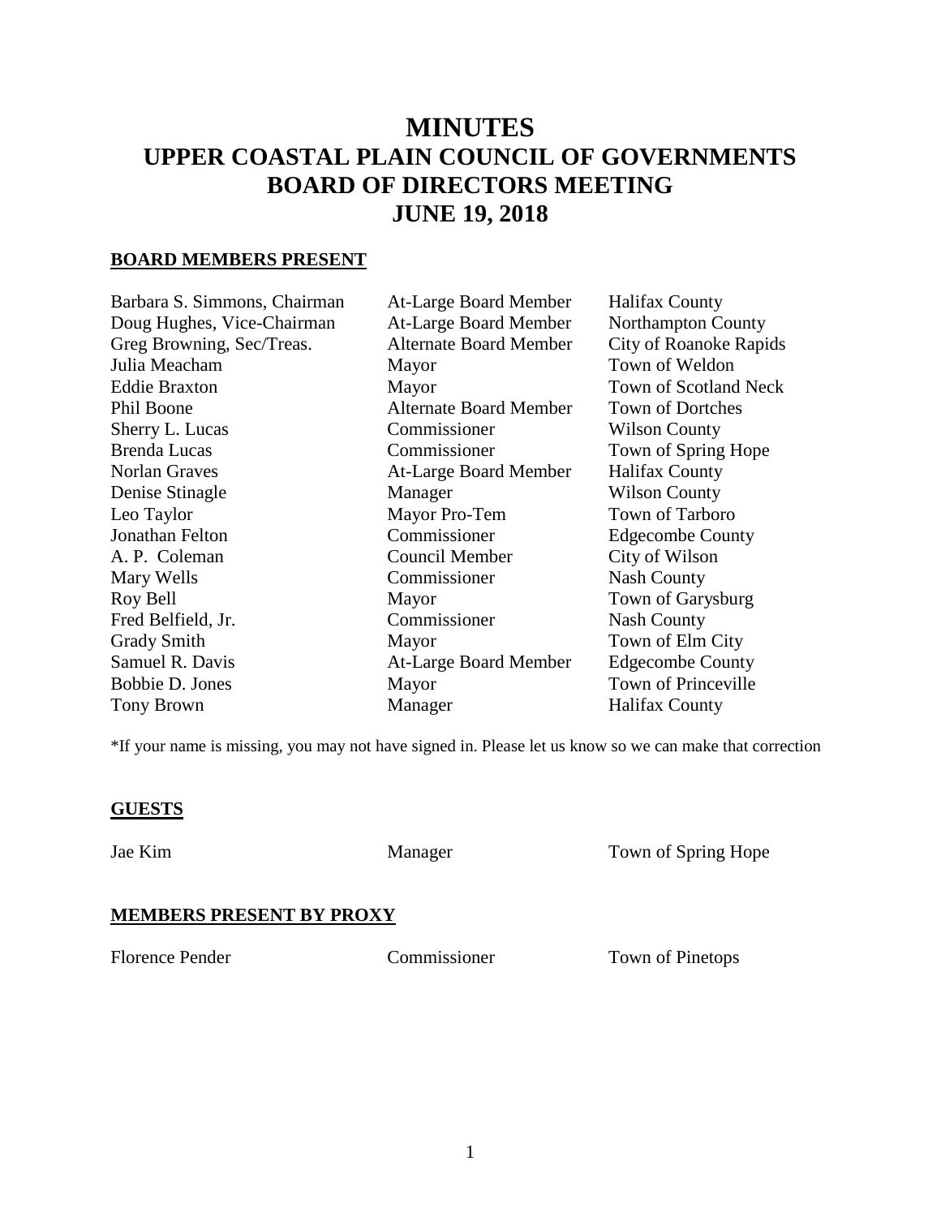# MINUTES
# UPPER COASTAL PLAIN COUNCIL OF GOVERNMENTS
# BOARD OF DIRECTORS MEETING
# JUNE 19, 2018

**BOARD MEMBERS PRESENT**

| | | |
|---|---|---|
| Barbara S. Simmons, Chairman | At-Large Board Member | Halifax County |
| Doug Hughes, Vice-Chairman | At-Large Board Member | Northampton County |
| Greg Browning, Sec/Treas. | Alternate Board Member | City of Roanoke Rapids |
| Julia Meacham | Mayor | Town of Weldon |
| Eddie Braxton | Mayor | Town of Scotland Neck |
| Phil Boone | Alternate Board Member | Town of Dortches |
| Sherry L. Lucas | Commissioner | Wilson County |
| Brenda Lucas | Commissioner | Town of Spring Hope |
| Norlan Graves | At-Large Board Member | Halifax County |
| Denise Stinagle | Manager | Wilson County |
| Leo Taylor | Mayor Pro-Tem | Town of Tarboro |
| Jonathan Felton | Commissioner | Edgecombe County |
| A. P. Coleman | Council Member | City of Wilson |
| Mary Wells | Commissioner | Nash County |
| Roy Bell | Mayor | Town of Garysburg |
| Fred Belfield, Jr. | Commissioner | Nash County |
| Grady Smith | Mayor | Town of Elm City |
| Samuel R. Davis | At-Large Board Member | Edgecombe County |
| Bobbie D. Jones | Mayor | Town of Princeville |
| Tony Brown | Manager | Halifax County |

*If your name is missing, you may not have signed in. Please let us know so we can make that correction

**GUESTS**

| | | |
|---|---|---|
| Jae Kim | Manager | Town of Spring Hope |

**MEMBERS PRESENT BY PROXY**

| | | |
|---|---|---|
| Florence Pender | Commissioner | Town of Pinetops |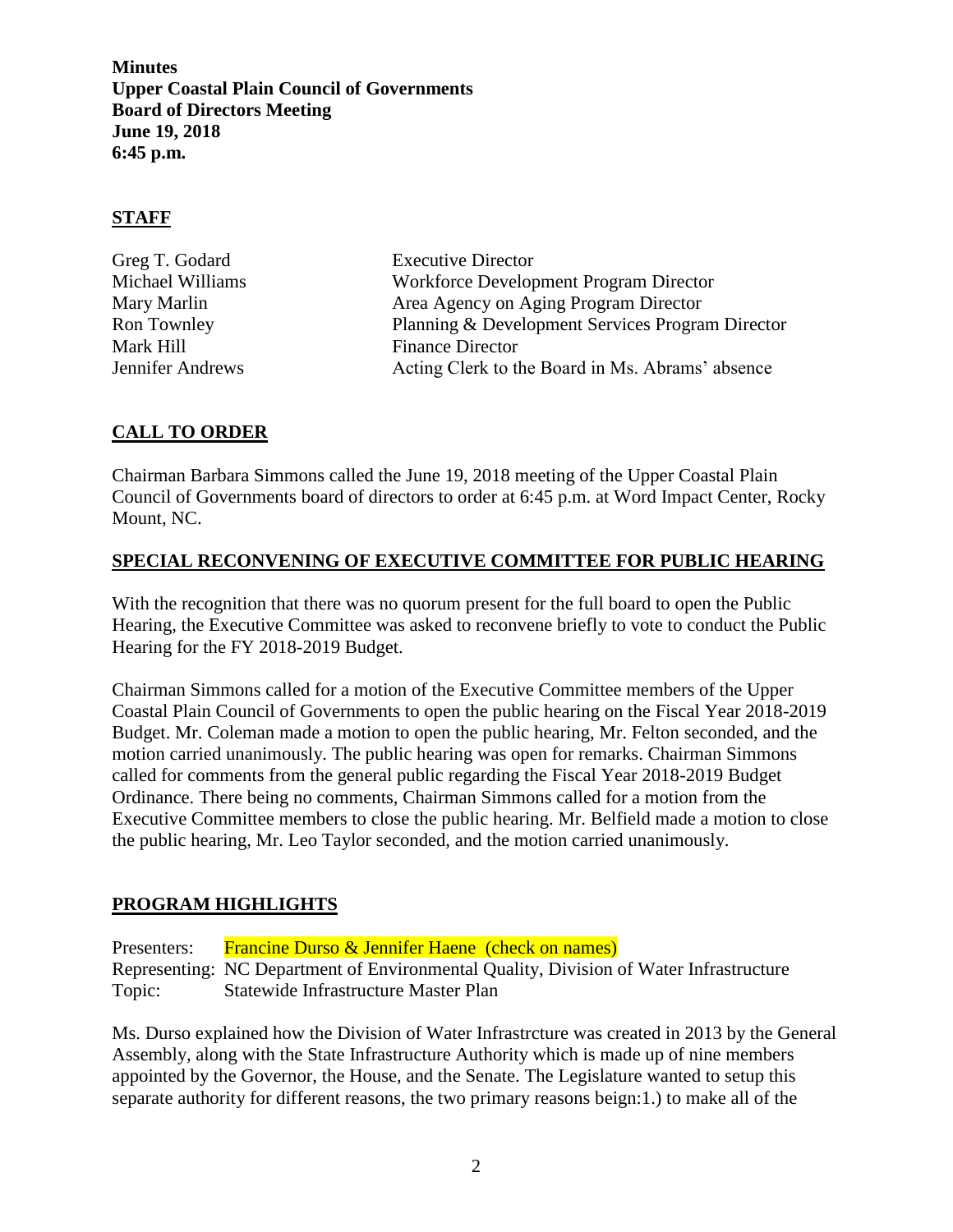**Minutes**
**Upper Coastal Plain Council of Governments**
**Board of Directors Meeting**
**June 19, 2018**
**6:45 p.m.**

## STAFF

| | |
|---|---|
| Greg T. Godard | Executive Director |
| Michael Williams | Workforce Development Program Director |
| Mary Marlin | Area Agency on Aging Program Director |
| Ron Townley | Planning & Development Services Program Director |
| Mark Hill | Finance Director |
| Jennifer Andrews | Acting Clerk to the Board in Ms. Abrams' absence |

## CALL TO ORDER

Chairman Barbara Simmons called the June 19, 2018 meeting of the Upper Coastal Plain Council of Governments board of directors to order at 6:45 p.m. at Word Impact Center, Rocky Mount, NC.

## SPECIAL RECONVENING OF EXECUTIVE COMMITTEE FOR PUBLIC HEARING

With the recognition that there was no quorum present for the full board to open the Public Hearing, the Executive Committee was asked to reconvene briefly to vote to conduct the Public Hearing for the FY 2018-2019 Budget.

Chairman Simmons called for a motion of the Executive Committee members of the Upper Coastal Plain Council of Governments to open the public hearing on the Fiscal Year 2018-2019 Budget. Mr. Coleman made a motion to open the public hearing, Mr. Felton seconded, and the motion carried unanimously. The public hearing was open for remarks. Chairman Simmons called for comments from the general public regarding the Fiscal Year 2018-2019 Budget Ordinance. There being no comments, Chairman Simmons called for a motion from the Executive Committee members to close the public hearing. Mr. Belfield made a motion to close the public hearing, Mr. Leo Taylor seconded, and the motion carried unanimously.

## PROGRAM HIGHLIGHTS

Presenters: Francine Durso & Jennifer Haene (check on names)
Representing: NC Department of Environmental Quality, Division of Water Infrastructure
Topic: Statewide Infrastructure Master Plan

Ms. Durso explained how the Division of Water Infrastrcture was created in 2013 by the General Assembly, along with the State Infrastructure Authority which is made up of nine members appointed by the Governor, the House, and the Senate. The Legislature wanted to setup this separate authority for different reasons, the two primary reasons beign:1.) to make all of the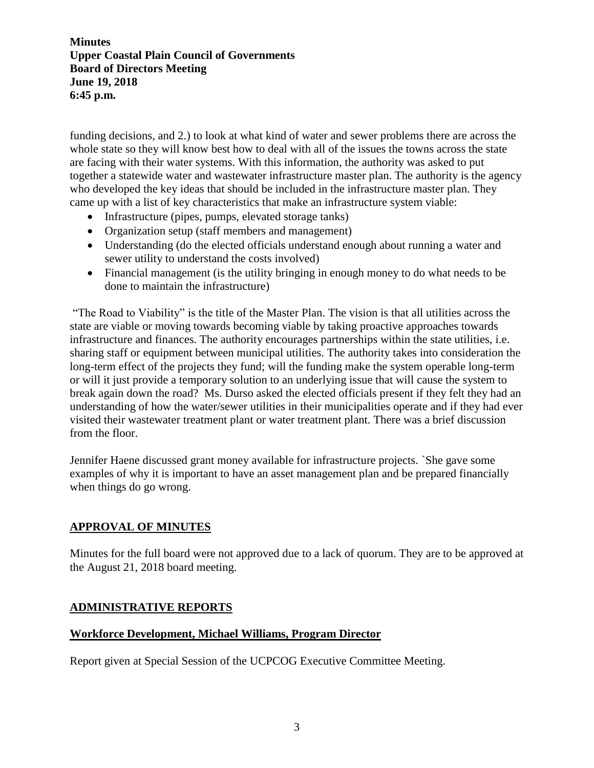funding decisions, and 2.) to look at what kind of water and sewer problems there are across the whole state so they will know best how to deal with all of the issues the towns across the state are facing with their water systems. With this information, the authority was asked to put together a statewide water and wastewater infrastructure master plan. The authority is the agency who developed the key ideas that should be included in the infrastructure master plan. They came up with a list of key characteristics that make an infrastructure system viable:

- Infrastructure (pipes, pumps, elevated storage tanks)
- Organization setup (staff members and management)
- Understanding (do the elected officials understand enough about running a water and sewer utility to understand the costs involved)
- Financial management (is the utility bringing in enough money to do what needs to be done to maintain the infrastructure)

"The Road to Viability" is the title of the Master Plan. The vision is that all utilities across the state are viable or moving towards becoming viable by taking proactive approaches towards infrastructure and finances. The authority encourages partnerships within the state utilities, i.e. sharing staff or equipment between municipal utilities. The authority takes into consideration the long-term effect of the projects they fund; will the funding make the system operable long-term or will it just provide a temporary solution to an underlying issue that will cause the system to break again down the road? Ms. Durso asked the elected officials present if they felt they had an understanding of how the water/sewer utilities in their municipalities operate and if they had ever visited their wastewater treatment plant or water treatment plant. There was a brief discussion from the floor.

Jennifer Haene discussed grant money available for infrastructure projects. `She gave some examples of why it is important to have an asset management plan and be prepared financially when things do go wrong.

## APPROVAL OF MINUTES

Minutes for the full board were not approved due to a lack of quorum. They are to be approved at the August 21, 2018 board meeting.

## ADMINISTRATIVE REPORTS

### Workforce Development, Michael Williams, Program Director

Report given at Special Session of the UCPCOG Executive Committee Meeting.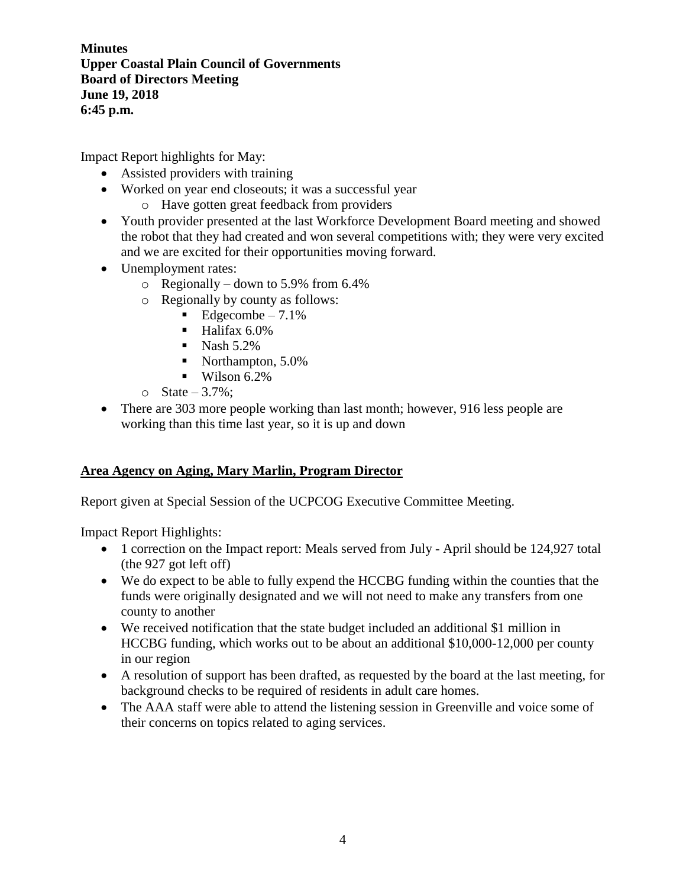**Minutes**
**Upper Coastal Plain Council of Governments**
**Board of Directors Meeting**
**June 19, 2018**
**6:45 p.m.**

Impact Report highlights for May:

- Assisted providers with training
- Worked on year end closeouts; it was a successful year
    - Have gotten great feedback from providers
- Youth provider presented at the last Workforce Development Board meeting and showed the robot that they had created and won several competitions with; they were very excited and we are excited for their opportunities moving forward.
- Unemployment rates:
    - Regionally – down to 5.9% from 6.4%
    - Regionally by county as follows:
        - Edgecombe – 7.1%
        - Halifax 6.0%
        - Nash 5.2%
        - Northampton, 5.0%
        - Wilson 6.2%
    - State – 3.7%;
- There are 303 more people working than last month; however, 916 less people are working than this time last year, so it is up and down

## Area Agency on Aging, Mary Marlin, Program Director

Report given at Special Session of the UCPCOG Executive Committee Meeting.

Impact Report Highlights:

- 1 correction on the Impact report: Meals served from July - April should be 124,927 total (the 927 got left off)
- We do expect to be able to fully expend the HCCBG funding within the counties that the funds were originally designated and we will not need to make any transfers from one county to another
- We received notification that the state budget included an additional $1 million in HCCBG funding, which works out to be about an additional $10,000-12,000 per county in our region
- A resolution of support has been drafted, as requested by the board at the last meeting, for background checks to be required of residents in adult care homes.
- The AAA staff were able to attend the listening session in Greenville and voice some of their concerns on topics related to aging services.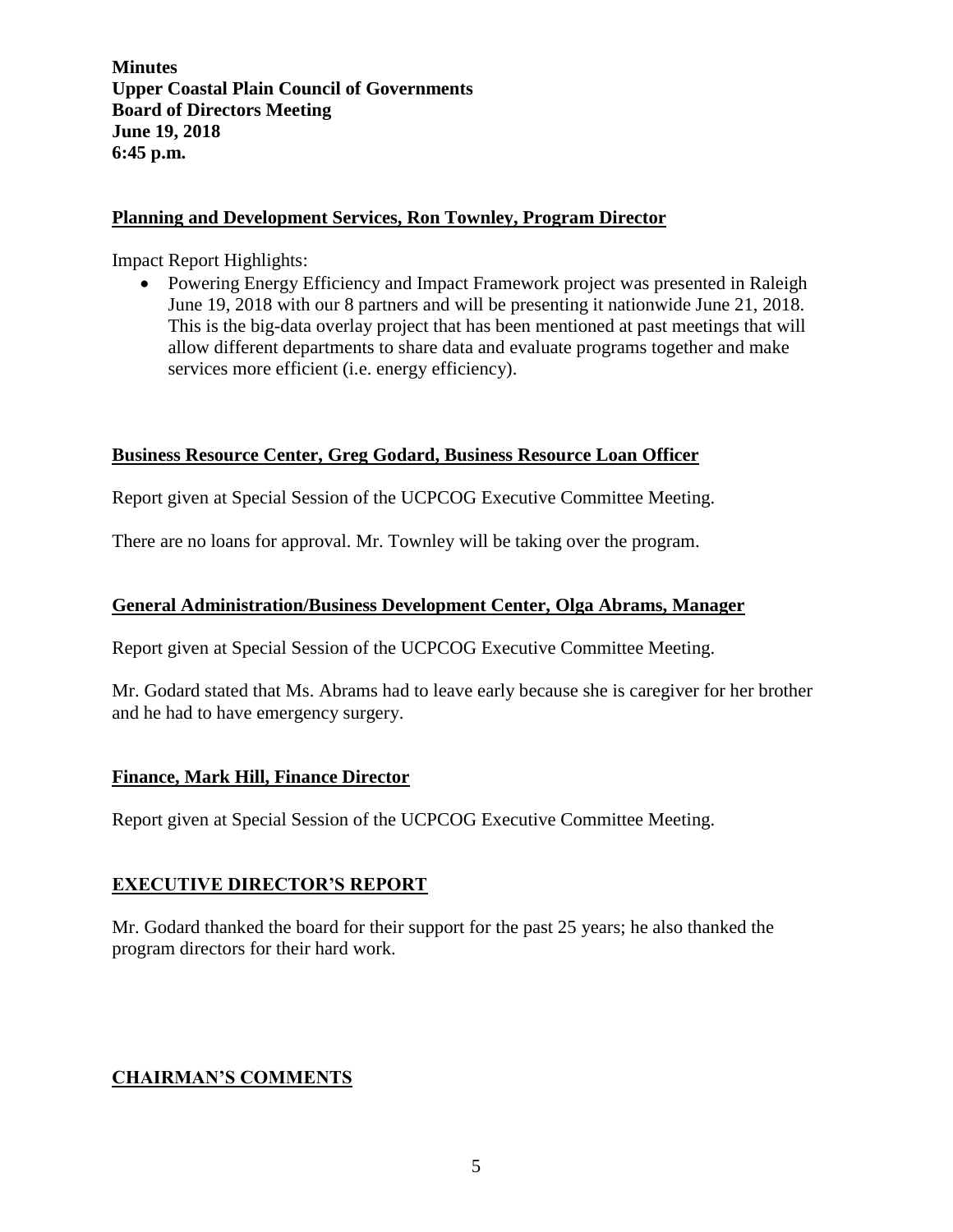**Minutes**
**Upper Coastal Plain Council of Governments**
**Board of Directors Meeting**
**June 19, 2018**
**6:45 p.m.**

## Planning and Development Services, Ron Townley, Program Director

Impact Report Highlights:

- Powering Energy Efficiency and Impact Framework project was presented in Raleigh June 19, 2018 with our 8 partners and will be presenting it nationwide June 21, 2018. This is the big-data overlay project that has been mentioned at past meetings that will allow different departments to share data and evaluate programs together and make services more efficient (i.e. energy efficiency).

## Business Resource Center, Greg Godard, Business Resource Loan Officer

Report given at Special Session of the UCPCOG Executive Committee Meeting.

There are no loans for approval. Mr. Townley will be taking over the program.

## General Administration/Business Development Center, Olga Abrams, Manager

Report given at Special Session of the UCPCOG Executive Committee Meeting.

Mr. Godard stated that Ms. Abrams had to leave early because she is caregiver for her brother and he had to have emergency surgery.

## Finance, Mark Hill, Finance Director

Report given at Special Session of the UCPCOG Executive Committee Meeting.

## EXECUTIVE DIRECTOR'S REPORT

Mr. Godard thanked the board for their support for the past 25 years; he also thanked the program directors for their hard work.

## CHAIRMAN'S COMMENTS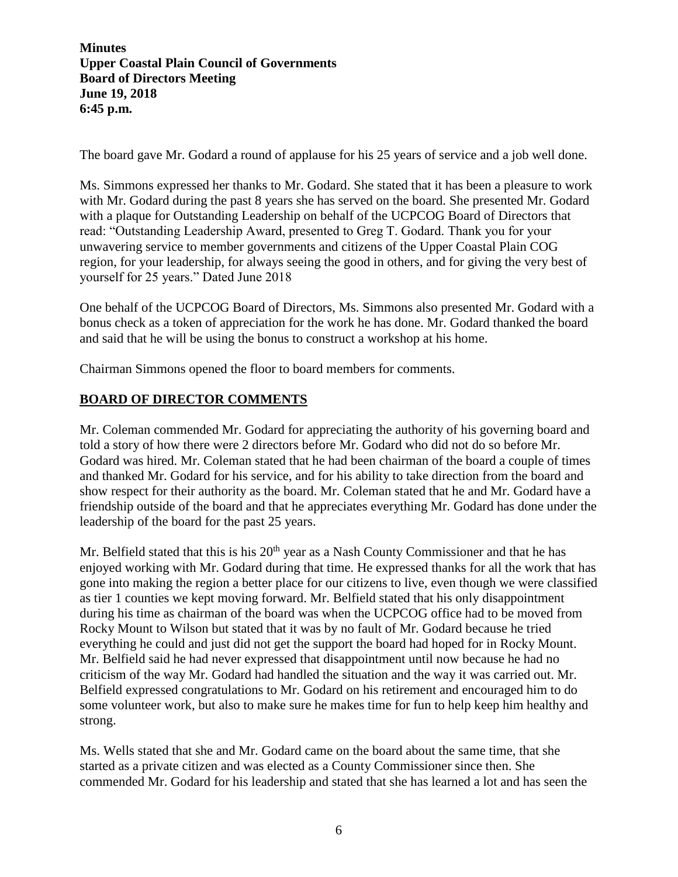**Minutes**
**Upper Coastal Plain Council of Governments**
**Board of Directors Meeting**
**June 19, 2018**
**6:45 p.m.**

The board gave Mr. Godard a round of applause for his 25 years of service and a job well done.

Ms. Simmons expressed her thanks to Mr. Godard. She stated that it has been a pleasure to work with Mr. Godard during the past 8 years she has served on the board. She presented Mr. Godard with a plaque for Outstanding Leadership on behalf of the UCPCOG Board of Directors that read: "Outstanding Leadership Award, presented to Greg T. Godard. Thank you for your unwavering service to member governments and citizens of the Upper Coastal Plain COG region, for your leadership, for always seeing the good in others, and for giving the very best of yourself for 25 years." Dated June 2018

One behalf of the UCPCOG Board of Directors, Ms. Simmons also presented Mr. Godard with a bonus check as a token of appreciation for the work he has done. Mr. Godard thanked the board and said that he will be using the bonus to construct a workshop at his home.

Chairman Simmons opened the floor to board members for comments.

## BOARD OF DIRECTOR COMMENTS

Mr. Coleman commended Mr. Godard for appreciating the authority of his governing board and told a story of how there were 2 directors before Mr. Godard who did not do so before Mr. Godard was hired. Mr. Coleman stated that he had been chairman of the board a couple of times and thanked Mr. Godard for his service, and for his ability to take direction from the board and show respect for their authority as the board. Mr. Coleman stated that he and Mr. Godard have a friendship outside of the board and that he appreciates everything Mr. Godard has done under the leadership of the board for the past 25 years.

Mr. Belfield stated that this is his 20th year as a Nash County Commissioner and that he has enjoyed working with Mr. Godard during that time. He expressed thanks for all the work that has gone into making the region a better place for our citizens to live, even though we were classified as tier 1 counties we kept moving forward. Mr. Belfield stated that his only disappointment during his time as chairman of the board was when the UCPCOG office had to be moved from Rocky Mount to Wilson but stated that it was by no fault of Mr. Godard because he tried everything he could and just did not get the support the board had hoped for in Rocky Mount. Mr. Belfield said he had never expressed that disappointment until now because he had no criticism of the way Mr. Godard had handled the situation and the way it was carried out. Mr. Belfield expressed congratulations to Mr. Godard on his retirement and encouraged him to do some volunteer work, but also to make sure he makes time for fun to help keep him healthy and strong.

Ms. Wells stated that she and Mr. Godard came on the board about the same time, that she started as a private citizen and was elected as a County Commissioner since then. She commended Mr. Godard for his leadership and stated that she has learned a lot and has seen the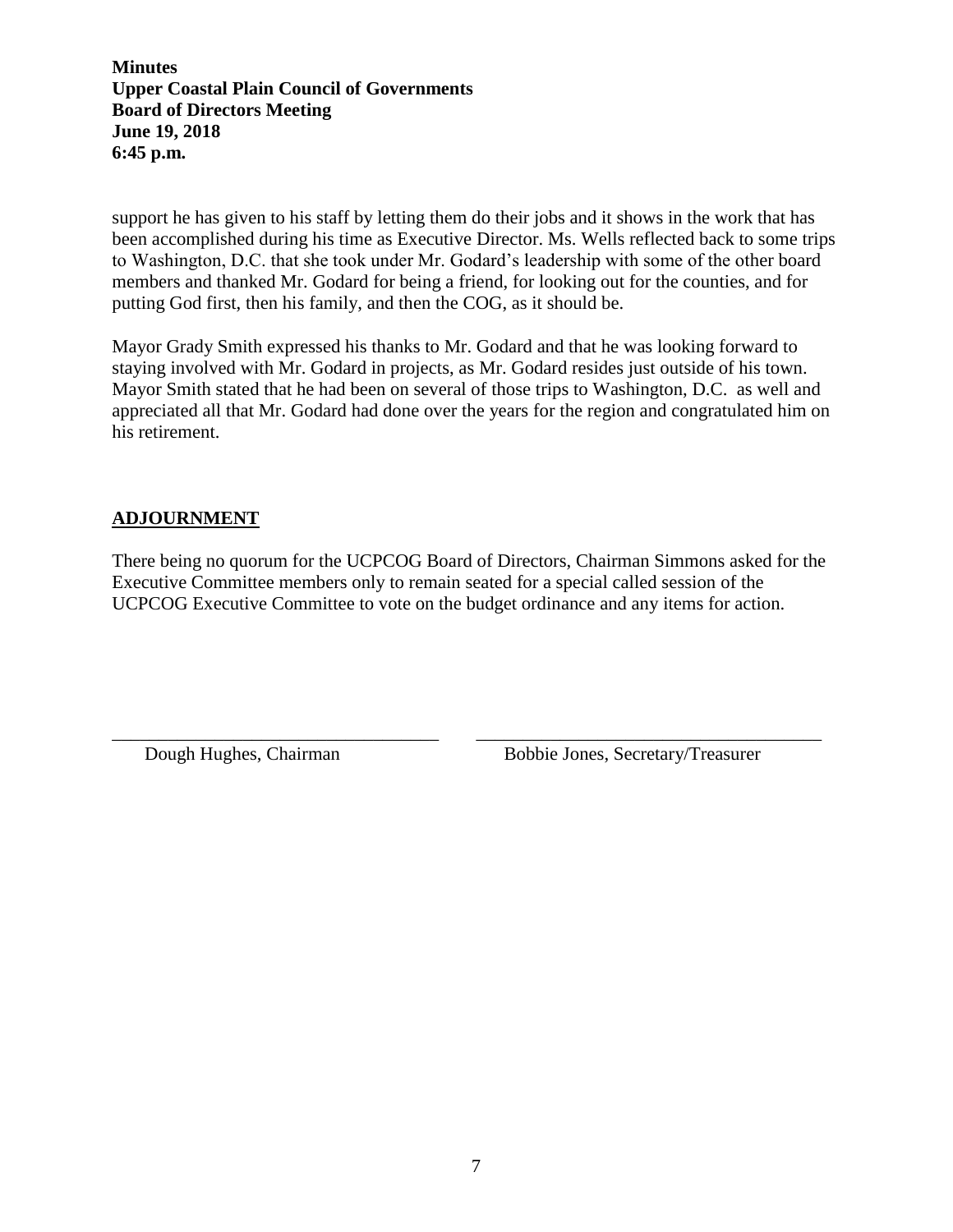**Minutes**
**Upper Coastal Plain Council of Governments**
**Board of Directors Meeting**
**June 19, 2018**
**6:45 p.m.**

support he has given to his staff by letting them do their jobs and it shows in the work that has been accomplished during his time as Executive Director. Ms. Wells reflected back to some trips to Washington, D.C. that she took under Mr. Godard's leadership with some of the other board members and thanked Mr. Godard for being a friend, for looking out for the counties, and for putting God first, then his family, and then the COG, as it should be.

Mayor Grady Smith expressed his thanks to Mr. Godard and that he was looking forward to staying involved with Mr. Godard in projects, as Mr. Godard resides just outside of his town. Mayor Smith stated that he had been on several of those trips to Washington, D.C. as well and appreciated all that Mr. Godard had done over the years for the region and congratulated him on his retirement.

## ADJOURNMENT

There being no quorum for the UCPCOG Board of Directors, Chairman Simmons asked for the Executive Committee members only to remain seated for a special called session of the UCPCOG Executive Committee to vote on the budget ordinance and any items for action.

\_\_\_\_\_\_\_\_\_\_\_\_\_\_\_\_\_\_\_\_\_\_\_\_\_\_\_\_\_\_\_\_\_\_\_\_ \_\_\_\_\_\_\_\_\_\_\_\_\_\_\_\_\_\_\_\_\_\_\_\_\_\_\_\_\_\_\_\_\_\_\_\_\_\_
Dough Hughes, Chairman          Bobbie Jones, Secretary/Treasurer